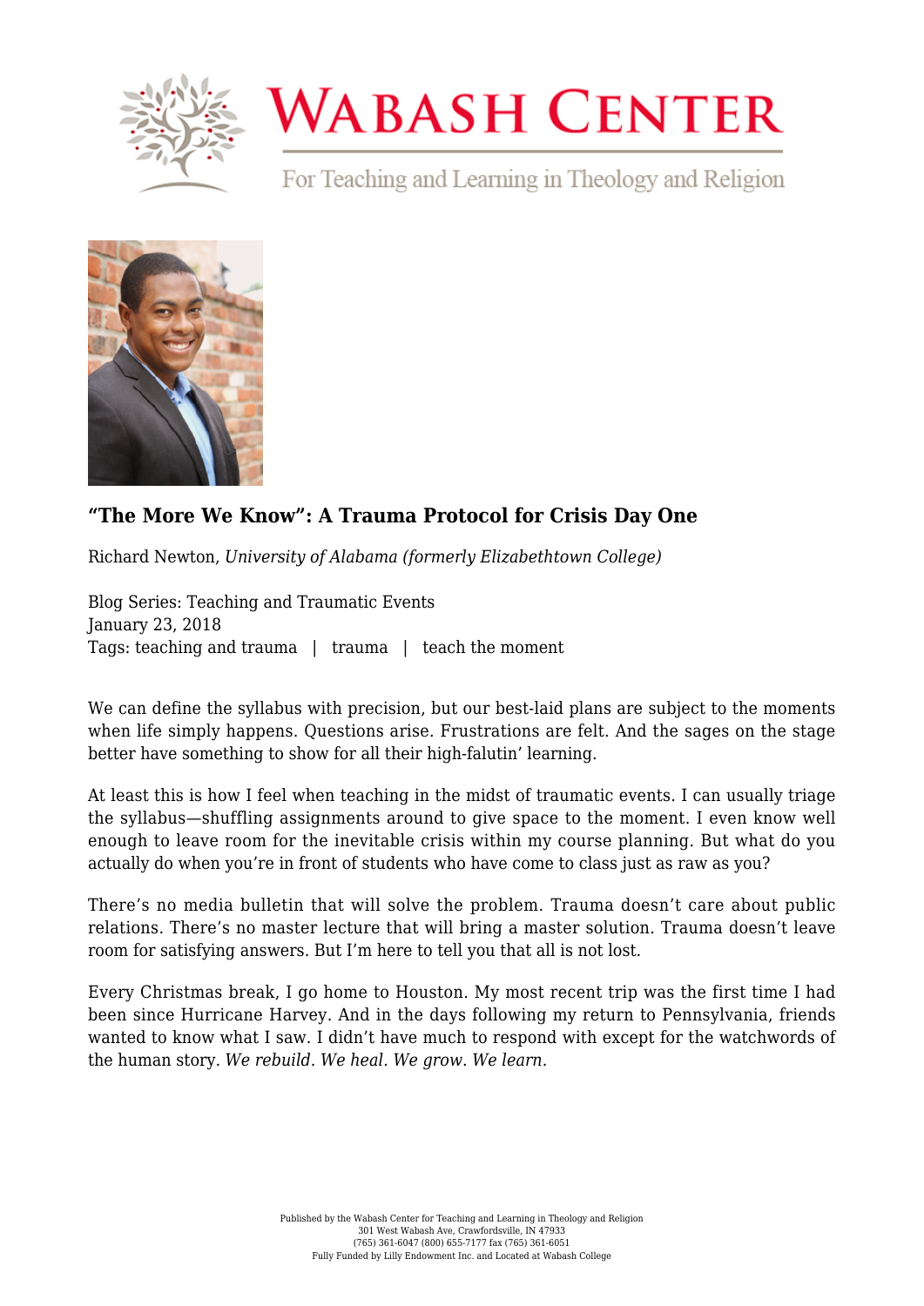# Wabash Center

For Teaching and Learning in Theology and Religion

## "The More We Know": A Trauma Protocol for Crisis Day One

Richard Newton, *University of Alabama (formerly Elizabethtown College)*

Blog Series: Teaching and Traumatic Events
January 23, 2018
Tags: teaching and trauma | trauma | teach the moment

We can define the syllabus with precision, but our best-laid plans are subject to the moments when life simply happens. Questions arise. Frustrations are felt. And the sages on the stage better have something to show for all their high-falutin' learning.

At least this is how I feel when teaching in the midst of traumatic events. I can usually triage the syllabus—shuffling assignments around to give space to the moment. I even know well enough to leave room for the inevitable crisis within my course planning. But what do you actually do when you're in front of students who have come to class just as raw as you?

There's no media bulletin that will solve the problem. Trauma doesn't care about public relations. There's no master lecture that will bring a master solution. Trauma doesn't leave room for satisfying answers. But I'm here to tell you that all is not lost.

Every Christmas break, I go home to Houston. My most recent trip was the first time I had been since Hurricane Harvey. And in the days following my return to Pennsylvania, friends wanted to know what I saw. I didn't have much to respond with except for the watchwords of the human story. *We rebuild. We heal. We grow. We learn.*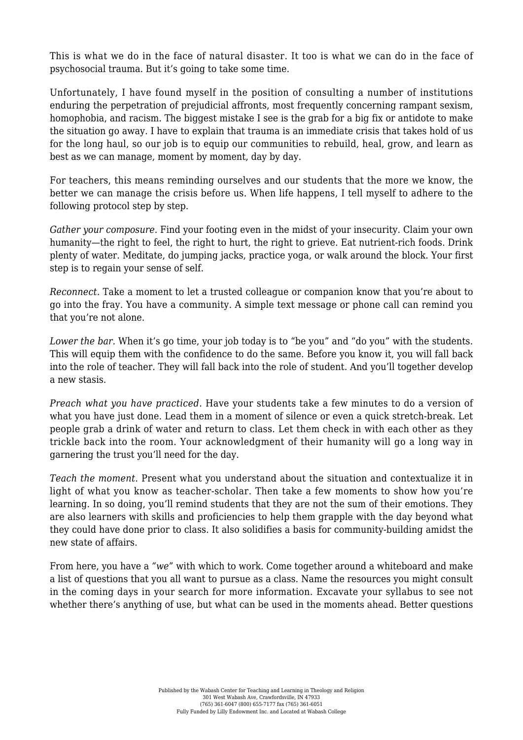This is what we do in the face of natural disaster. It too is what we can do in the face of psychosocial trauma. But it's going to take some time.

Unfortunately, I have found myself in the position of consulting a number of institutions enduring the perpetration of prejudicial affronts, most frequently concerning rampant sexism, homophobia, and racism. The biggest mistake I see is the grab for a big fix or antidote to make the situation go away. I have to explain that trauma is an immediate crisis that takes hold of us for the long haul, so our job is to equip our communities to rebuild, heal, grow, and learn as best as we can manage, moment by moment, day by day.

For teachers, this means reminding ourselves and our students that the more we know, the better we can manage the crisis before us. When life happens, I tell myself to adhere to the following protocol step by step.

*Gather your composure.* Find your footing even in the midst of your insecurity. Claim your own humanity—the right to feel, the right to hurt, the right to grieve. Eat nutrient-rich foods. Drink plenty of water. Meditate, do jumping jacks, practice yoga, or walk around the block. Your first step is to regain your sense of self.

*Reconnect.* Take a moment to let a trusted colleague or companion know that you're about to go into the fray. You have a community. A simple text message or phone call can remind you that you're not alone.

*Lower the bar.* When it's go time, your job today is to "be you" and "do you" with the students. This will equip them with the confidence to do the same. Before you know it, you will fall back into the role of teacher. They will fall back into the role of student. And you'll together develop a new stasis.

*Preach what you have practiced.* Have your students take a few minutes to do a version of what you have just done. Lead them in a moment of silence or even a quick stretch-break. Let people grab a drink of water and return to class. Let them check in with each other as they trickle back into the room. Your acknowledgment of their humanity will go a long way in garnering the trust you'll need for the day.

*Teach the moment.* Present what you understand about the situation and contextualize it in light of what you know as teacher-scholar. Then take a few moments to show how you're learning. In so doing, you'll remind students that they are not the sum of their emotions. They are also learners with skills and proficiencies to help them grapple with the day beyond what they could have done prior to class. It also solidifies a basis for community-building amidst the new state of affairs.

From here, you have a *"we"* with which to work. Come together around a whiteboard and make a list of questions that you all want to pursue as a class. Name the resources you might consult in the coming days in your search for more information. Excavate your syllabus to see not whether there's anything of use, but what can be used in the moments ahead. Better questions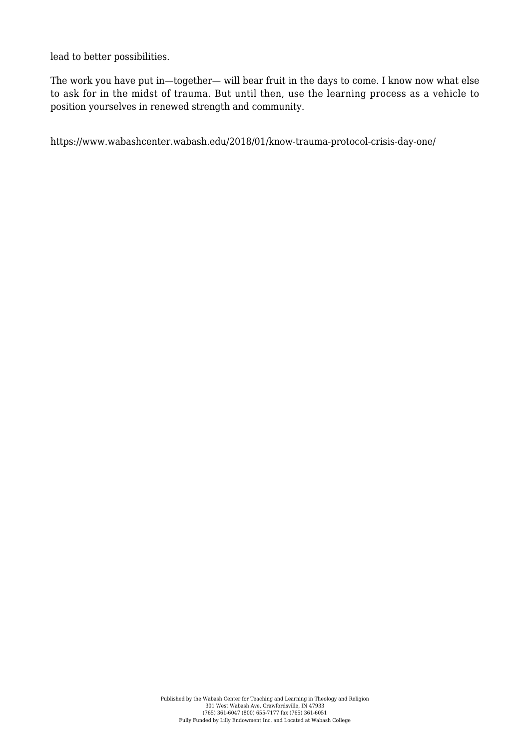lead to better possibilities.

The work you have put in—together— will bear fruit in the days to come. I know now what else to ask for in the midst of trauma. But until then, use the learning process as a vehicle to position yourselves in renewed strength and community.

https://www.wabashcenter.wabash.edu/2018/01/know-trauma-protocol-crisis-day-one/